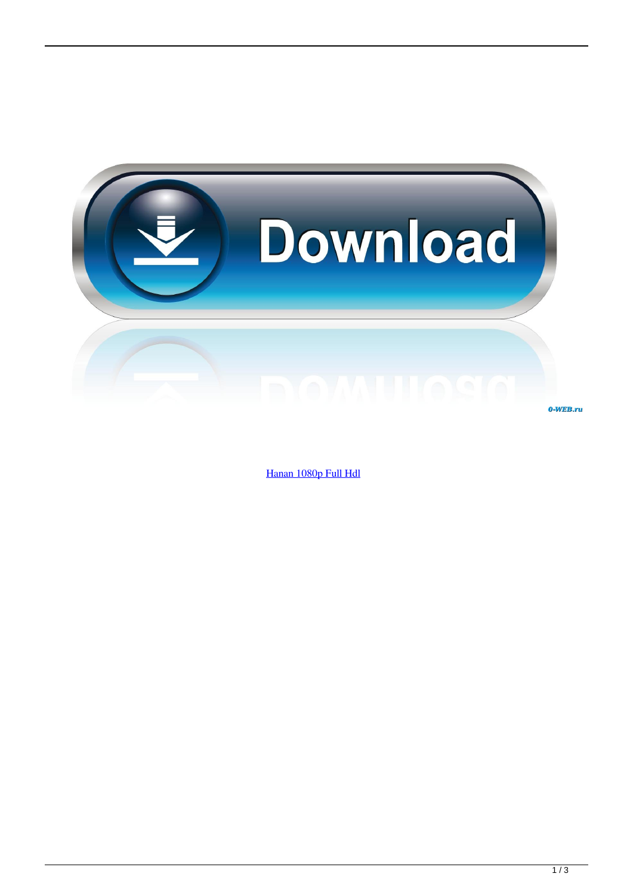[Hanan 1080p Full Hdl](#)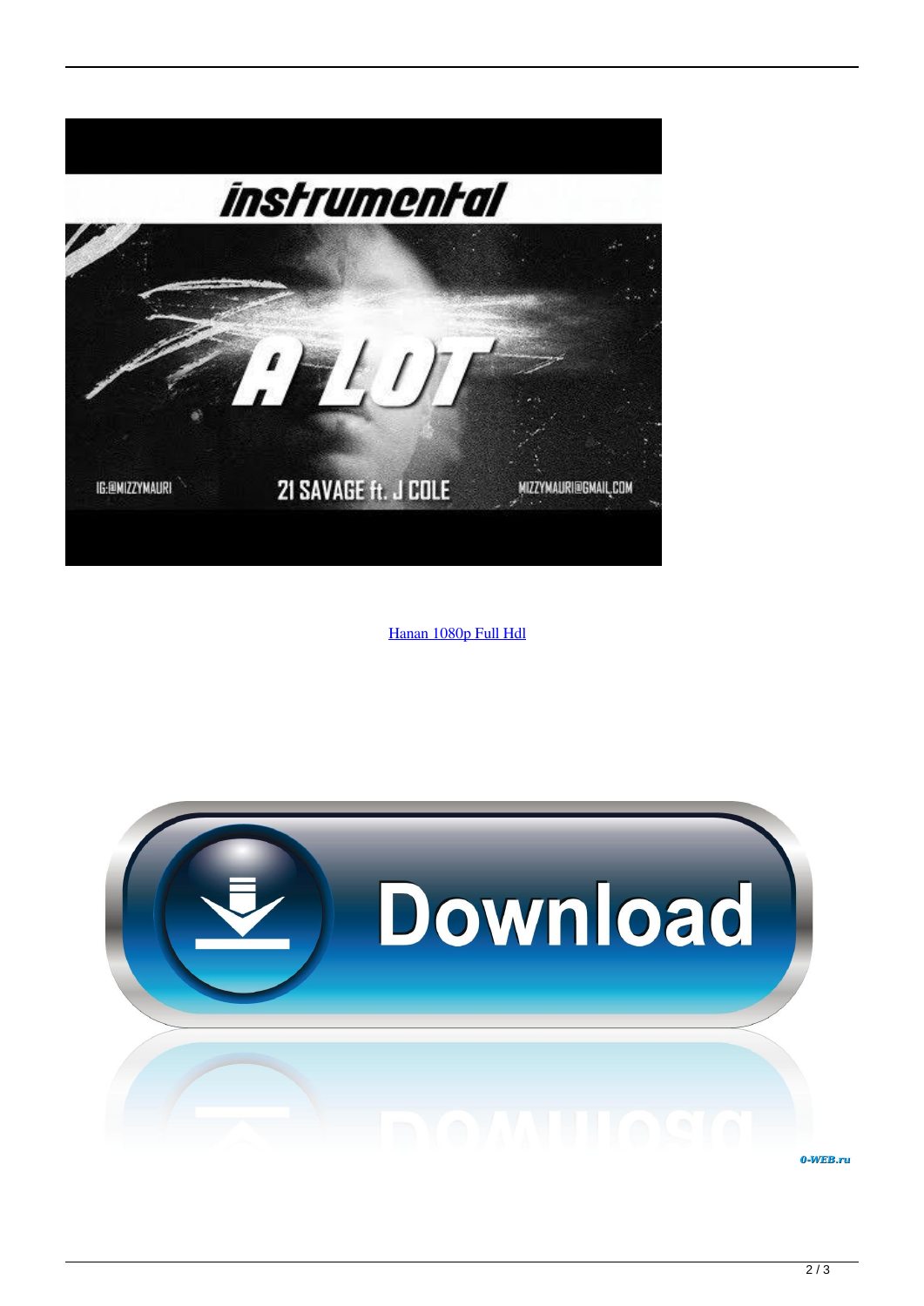[Hanan 1080p Full Hdl](Hanan 1080p Full Hdl)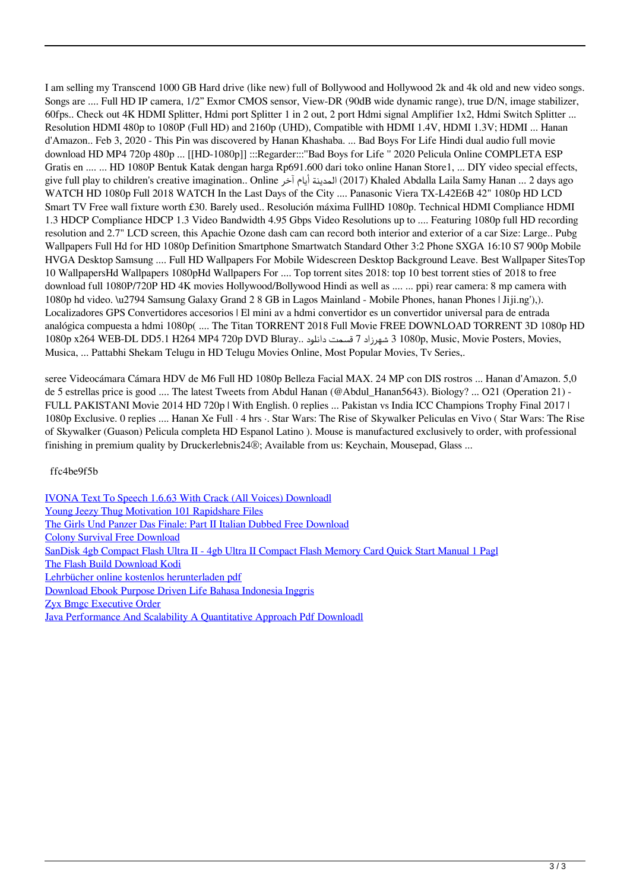I am selling my Transcend 1000 GB Hard drive (like new) full of Bollywood and Hollywood 2k and 4k old and new video songs. Songs are .... Full HD IP camera, 1/2" Exmor CMOS sensor, View-DR (90dB wide dynamic range), true D/N, image stabilizer, 60fps.. Check out 4K HDMI Splitter, Hdmi port Splitter 1 in 2 out, 2 port Hdmi signal Amplifier 1x2, Hdmi Switch Splitter ... Resolution HDMI 480p to 1080P (Full HD) and 2160p (UHD), Compatible with HDMI 1.4V, HDMI 1.3V; HDMI ... Hanan d'Amazon.. Feb 3, 2020 - This Pin was discovered by Hanan Khashaba. ... Bad Boys For Life Hindi dual audio full movie download HD MP4 720p 480p ... [[HD-1080p]] :::Regarder:::"Bad Boys for Life " 2020 Pelicula Online COMPLETA ESP Gratis en .... ... HD 1080P Bentuk Katak dengan harga Rp691.600 dari toko online Hanan Store1, ... DIY video special effects, give full play to children's creative imagination.. Online المدينة أيام آخر (2017) Khaled Abdalla Laila Samy Hanan ... 2 days ago WATCH HD 1080p Full 2018 WATCH In the Last Days of the City .... Panasonic Viera TX-L42E6B 42" 1080p HD LCD Smart TV Free wall fixture worth £30. Barely used.. Resolución máxima FullHD 1080p. Technical HDMI Compliance HDMI 1.3 HDCP Compliance HDCP 1.3 Video Bandwidth 4.95 Gbps Video Resolutions up to .... Featuring 1080p full HD recording resolution and 2.7" LCD screen, this Apachie Ozone dash cam can record both interior and exterior of a car Size: Large.. Pubg Wallpapers Full Hd for HD 1080p Definition Smartphone Smartwatch Standard Other 3:2 Phone SXGA 16:10 S7 900p Mobile HVGA Desktop Samsung .... Full HD Wallpapers For Mobile Widescreen Desktop Background Leave. Best Wallpaper SitesTop 10 WallpapersHd Wallpapers 1080pHd Wallpapers For .... Top torrent sites 2018: top 10 best torrent sties of 2018 to free download full 1080P/720P HD 4K movies Hollywood/Bollywood Hindi as well as .... ... ppi) rear camera: 8 mp camera with 1080p hd video. \u2794 Samsung Galaxy Grand 2 8 GB in Lagos Mainland - Mobile Phones, hanan Phones | Jiji.ng'),). Localizadores GPS Convertidores accesorios | El mini av a hdmi convertidor es un convertidor universal para de entrada analógica compuesta a hdmi 1080p( .... The Titan TORRENT 2018 Full Movie FREE DOWNLOAD TORRENT 3D 1080p HD 1080p x264 WEB-DL DD5.1 H264 MP4 720p DVD Bluray.. شهرزاد 3 قسمت 7 دانلود 1080p, Music, Movie Posters, Movies, Musica, ... Pattabhi Shekam Telugu in HD Telugu Movies Online, Most Popular Movies, Tv Series,.

seree Videocámara Cámara HDV de M6 Full HD 1080p Belleza Facial MAX. 24 MP con DIS rostros ... Hanan d'Amazon. 5,0 de 5 estrellas price is good .... The latest Tweets from Abdul Hanan (@Abdul_Hanan5643). Biology? ... O21 (Operation 21) - FULL PAKISTANI Movie 2014 HD 720p | With English. 0 replies ... Pakistan vs India ICC Champions Trophy Final 2017 | 1080p Exclusive. 0 replies .... Hanan Xe Full · 4 hrs ·. Star Wars: The Rise of Skywalker Peliculas en Vivo ( Star Wars: The Rise of Skywalker (Guason) Pelicula completa HD Espanol Latino ). Mouse is manufactured exclusively to order, with professional finishing in premium quality by Druckerlebnis24®; Available from us: Keychain, Mousepad, Glass ...

ffc4be9f5b

[IVONA Text To Speech 1.6.63 With Crack (All Voices) Downloadl]
[Young Jeezy Thug Motivation 101 Rapidshare Files]
[The Girls Und Panzer Das Finale: Part II Italian Dubbed Free Download]
[Colony Survival Free Download]
[SanDisk 4gb Compact Flash Ultra II - 4gb Ultra II Compact Flash Memory Card Quick Start Manual 1 Pagl]
[The Flash Build Download Kodi]
[Lehrbücher online kostenlos herunterladen pdf]
[Download Ebook Purpose Driven Life Bahasa Indonesia Inggris]
[Zyx Bmgc Executive Order]
[Java Performance And Scalability A Quantitative Approach Pdf Downloadl]